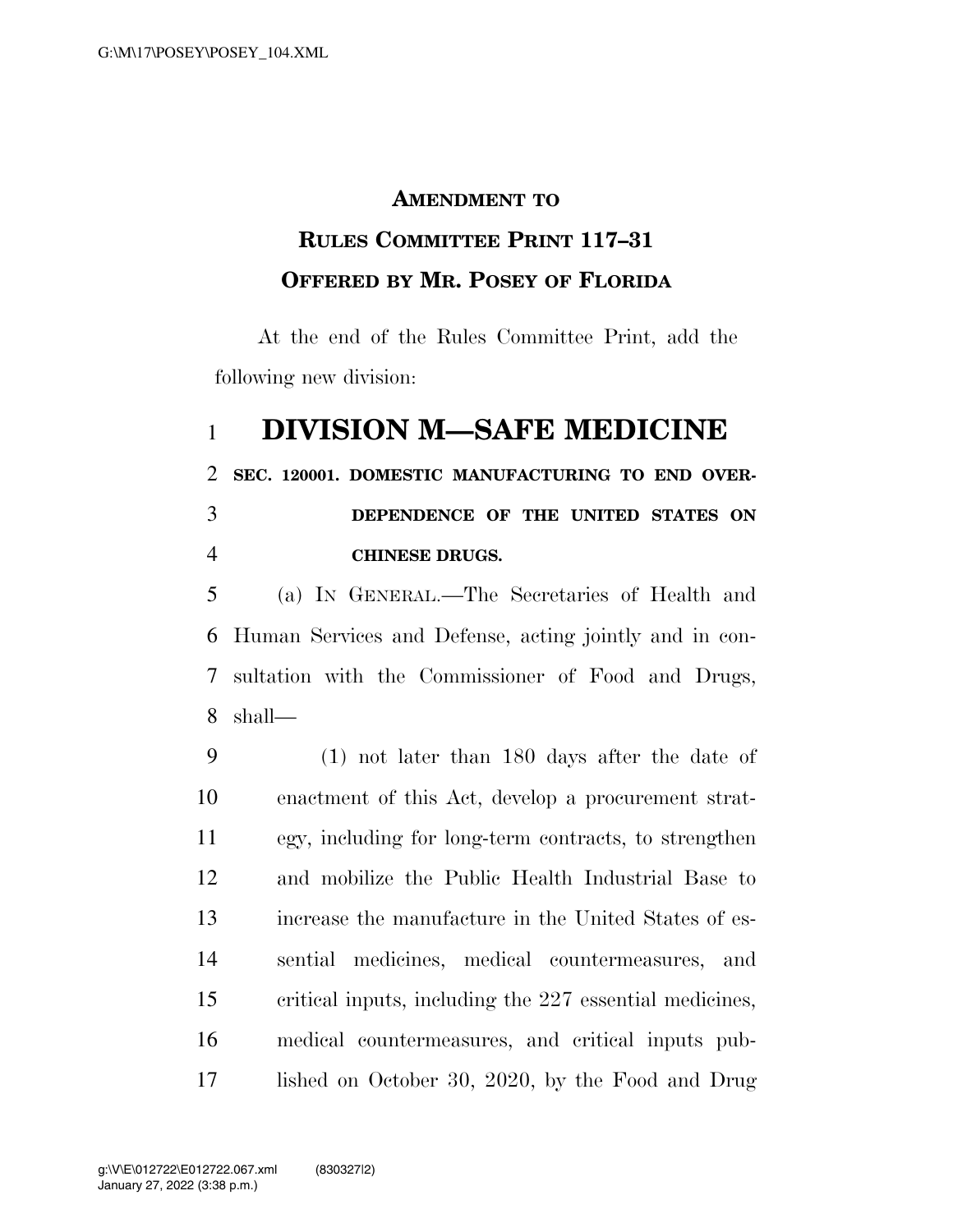**AMENDMENT TO**

**RULES COMMITTEE PRINT 117–31**

**OFFERED BY MR. POSEY OF FLORIDA**

At the end of the Rules Committee Print, add the following new division:

# DIVISION M—SAFE MEDICINE

**SEC. 120001. DOMESTIC MANUFACTURING TO END OVER-DEPENDENCE OF THE UNITED STATES ON CHINESE DRUGS.**

(a) IN GENERAL.—The Secretaries of Health and Human Services and Defense, acting jointly and in consultation with the Commissioner of Food and Drugs, shall—

(1) not later than 180 days after the date of enactment of this Act, develop a procurement strategy, including for long-term contracts, to strengthen and mobilize the Public Health Industrial Base to increase the manufacture in the United States of essential medicines, medical countermeasures, and critical inputs, including the 227 essential medicines, medical countermeasures, and critical inputs published on October 30, 2020, by the Food and Drug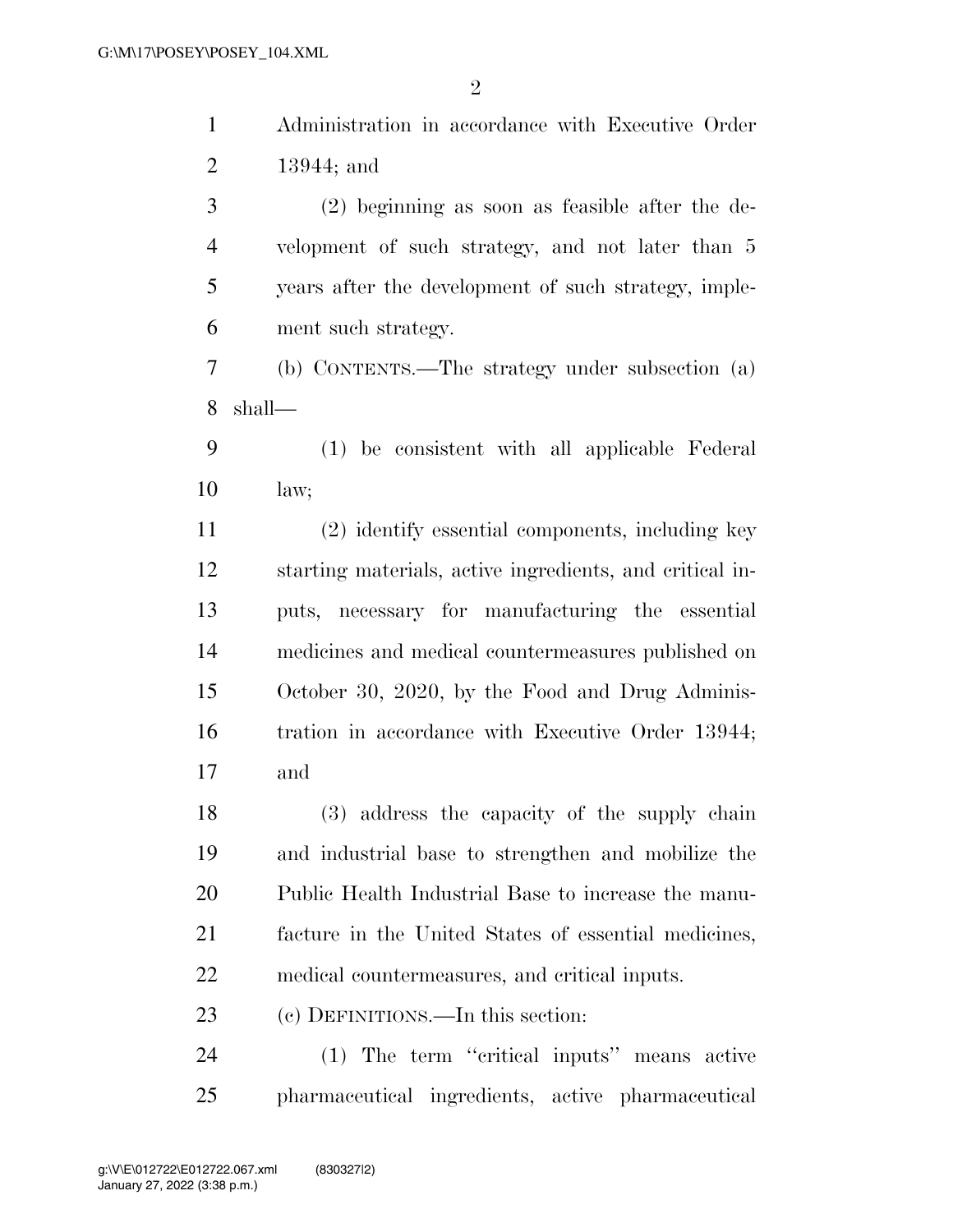Administration in accordance with Executive Order 13944; and

(2) beginning as soon as feasible after the development of such strategy, and not later than 5 years after the development of such strategy, implement such strategy.

(b) CONTENTS.—The strategy under subsection (a) shall—

(1) be consistent with all applicable Federal law;

(2) identify essential components, including key starting materials, active ingredients, and critical inputs, necessary for manufacturing the essential medicines and medical countermeasures published on October 30, 2020, by the Food and Drug Administration in accordance with Executive Order 13944; and

(3) address the capacity of the supply chain and industrial base to strengthen and mobilize the Public Health Industrial Base to increase the manufacture in the United States of essential medicines, medical countermeasures, and critical inputs.

(c) DEFINITIONS.—In this section:

(1) The term "critical inputs" means active pharmaceutical ingredients, active pharmaceutical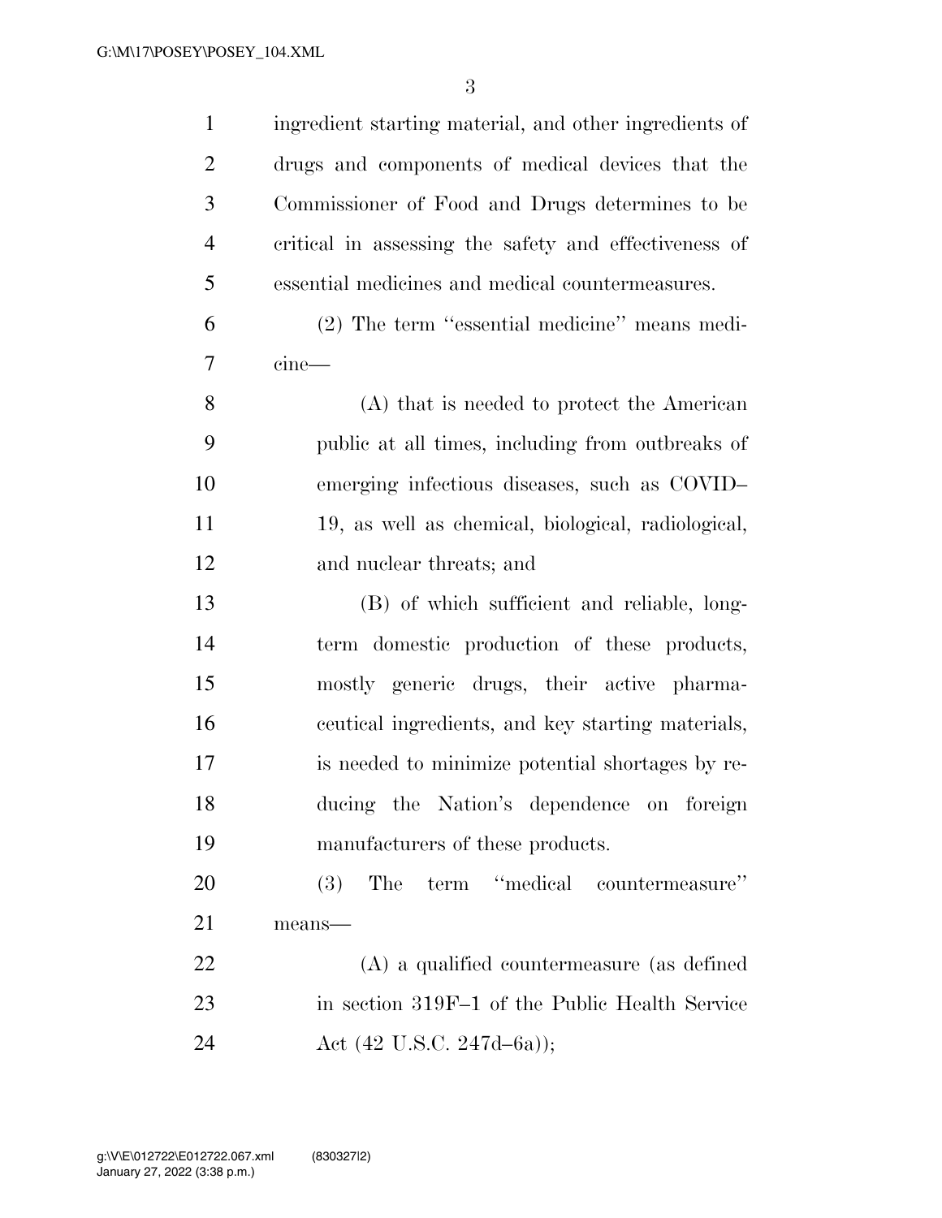ingredient starting material, and other ingredients of drugs and components of medical devices that the Commissioner of Food and Drugs determines to be critical in assessing the safety and effectiveness of essential medicines and medical countermeasures.

(2) The term "essential medicine" means medicine—

(A) that is needed to protect the American public at all times, including from outbreaks of emerging infectious diseases, such as COVID–19, as well as chemical, biological, radiological, and nuclear threats; and

(B) of which sufficient and reliable, long-term domestic production of these products, mostly generic drugs, their active pharmaceutical ingredients, and key starting materials, is needed to minimize potential shortages by reducing the Nation's dependence on foreign manufacturers of these products.

(3) The term "medical countermeasure" means—

(A) a qualified countermeasure (as defined in section 319F–1 of the Public Health Service Act (42 U.S.C. 247d–6a));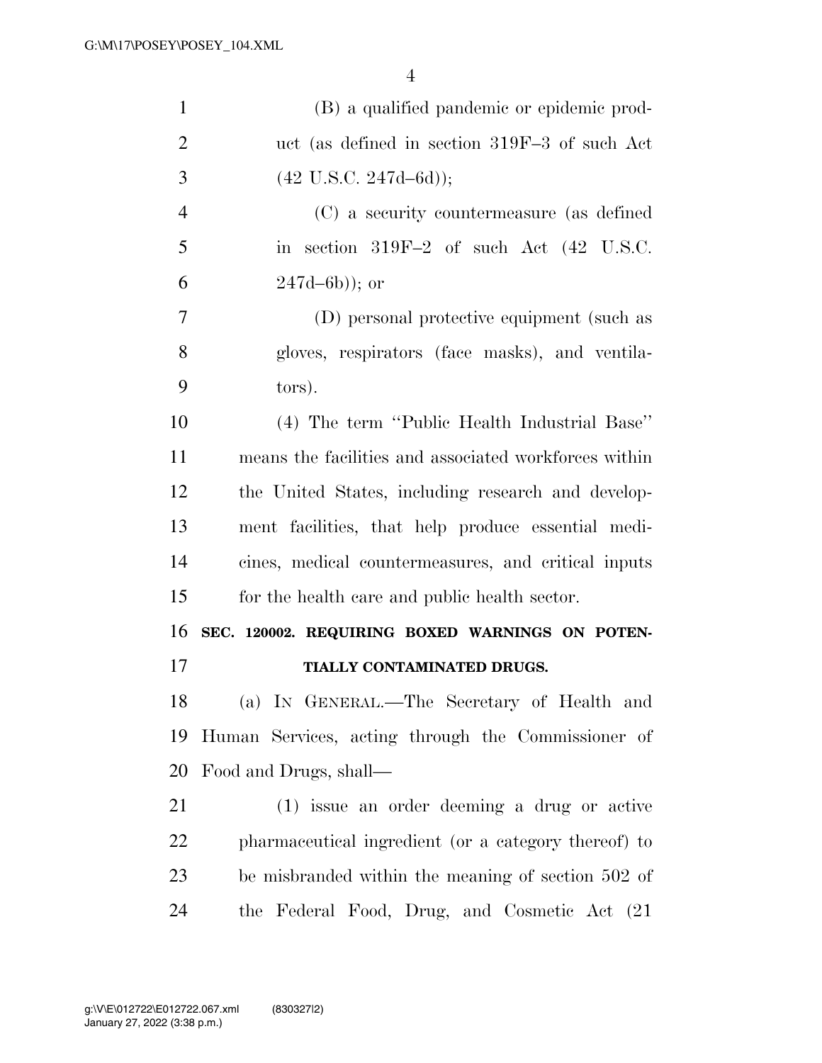(B) a qualified pandemic or epidemic product (as defined in section 319F–3 of such Act (42 U.S.C. 247d–6d));

(C) a security countermeasure (as defined in section 319F–2 of such Act (42 U.S.C. 247d–6b)); or

(D) personal protective equipment (such as gloves, respirators (face masks), and ventilators).

(4) The term ''Public Health Industrial Base'' means the facilities and associated workforces within the United States, including research and development facilities, that help produce essential medicines, medical countermeasures, and critical inputs for the health care and public health sector.

**SEC. 120002. REQUIRING BOXED WARNINGS ON POTENTIALLY CONTAMINATED DRUGS.**

(a) IN GENERAL.—The Secretary of Health and Human Services, acting through the Commissioner of Food and Drugs, shall—

(1) issue an order deeming a drug or active pharmaceutical ingredient (or a category thereof) to be misbranded within the meaning of section 502 of the Federal Food, Drug, and Cosmetic Act (21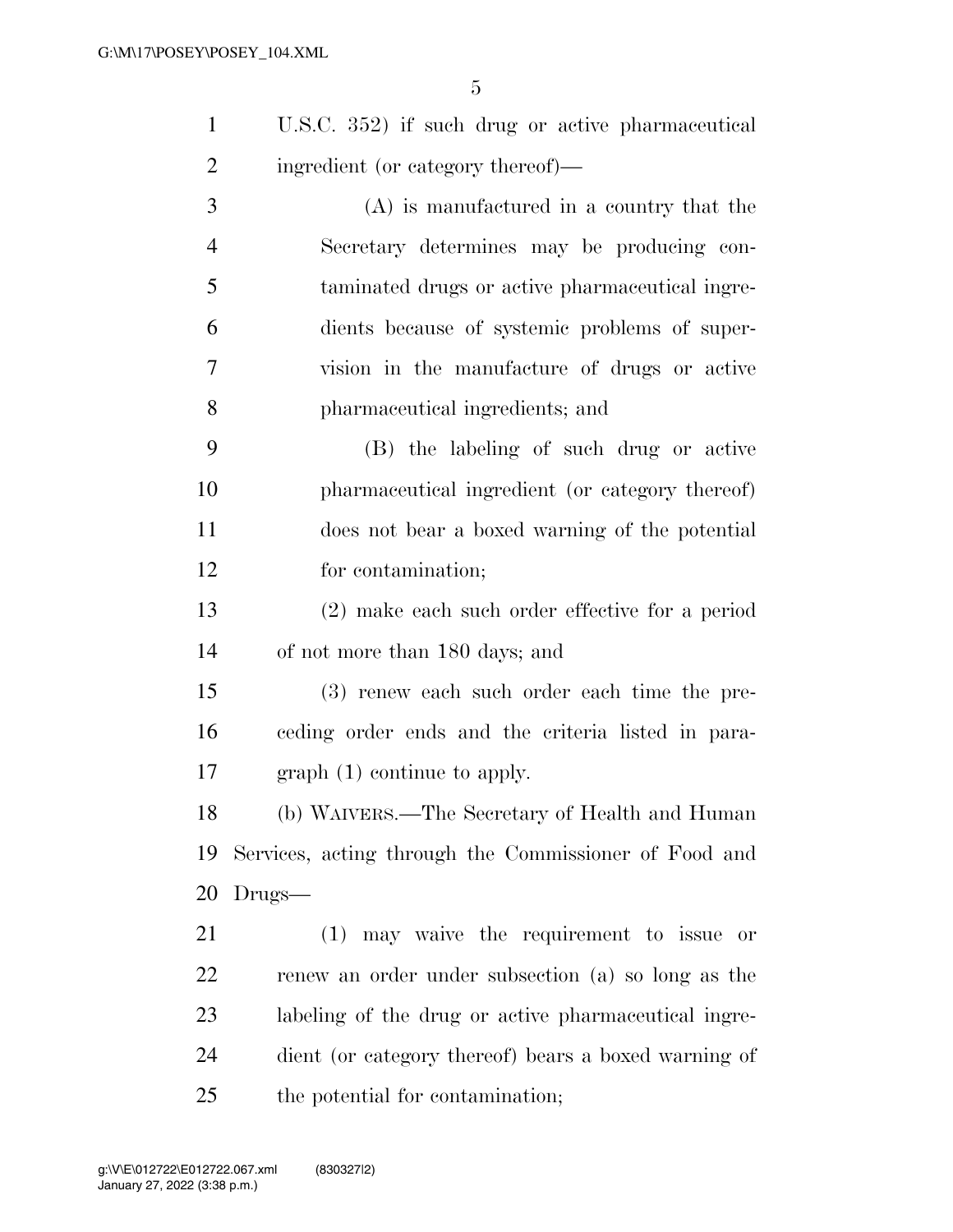U.S.C. 352) if such drug or active pharmaceutical ingredient (or category thereof)—

(A) is manufactured in a country that the Secretary determines may be producing contaminated drugs or active pharmaceutical ingredients because of systemic problems of supervision in the manufacture of drugs or active pharmaceutical ingredients; and

(B) the labeling of such drug or active pharmaceutical ingredient (or category thereof) does not bear a boxed warning of the potential for contamination;

(2) make each such order effective for a period of not more than 180 days; and

(3) renew each such order each time the preceding order ends and the criteria listed in paragraph (1) continue to apply.

(b) WAIVERS.—The Secretary of Health and Human Services, acting through the Commissioner of Food and Drugs—

(1) may waive the requirement to issue or renew an order under subsection (a) so long as the labeling of the drug or active pharmaceutical ingredient (or category thereof) bears a boxed warning of the potential for contamination;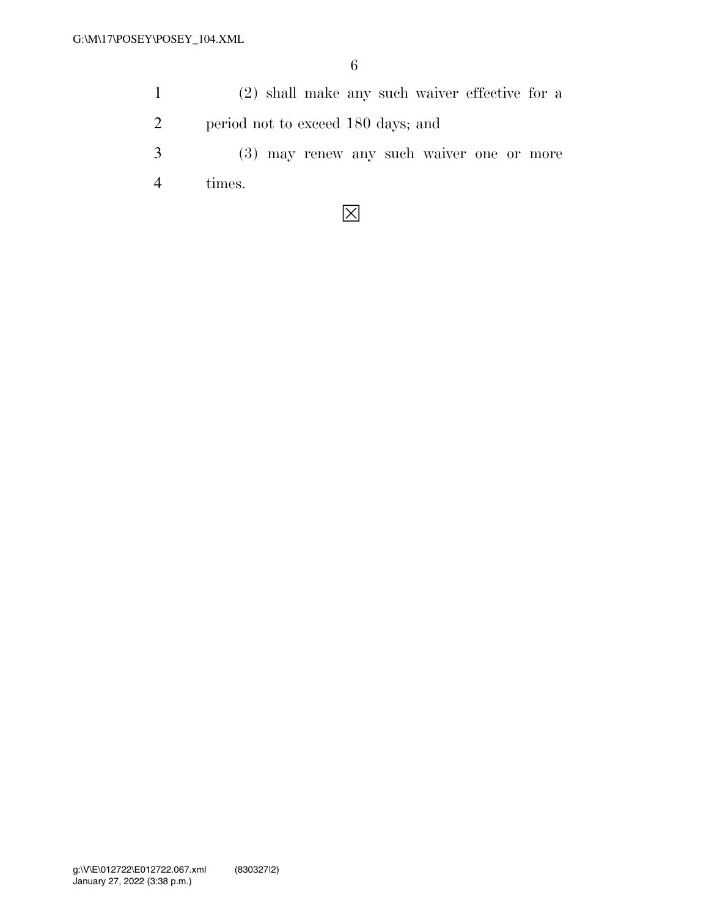(2) shall make any such waiver effective for a period not to exceed 180 days; and

(3) may renew any such waiver one or more times.